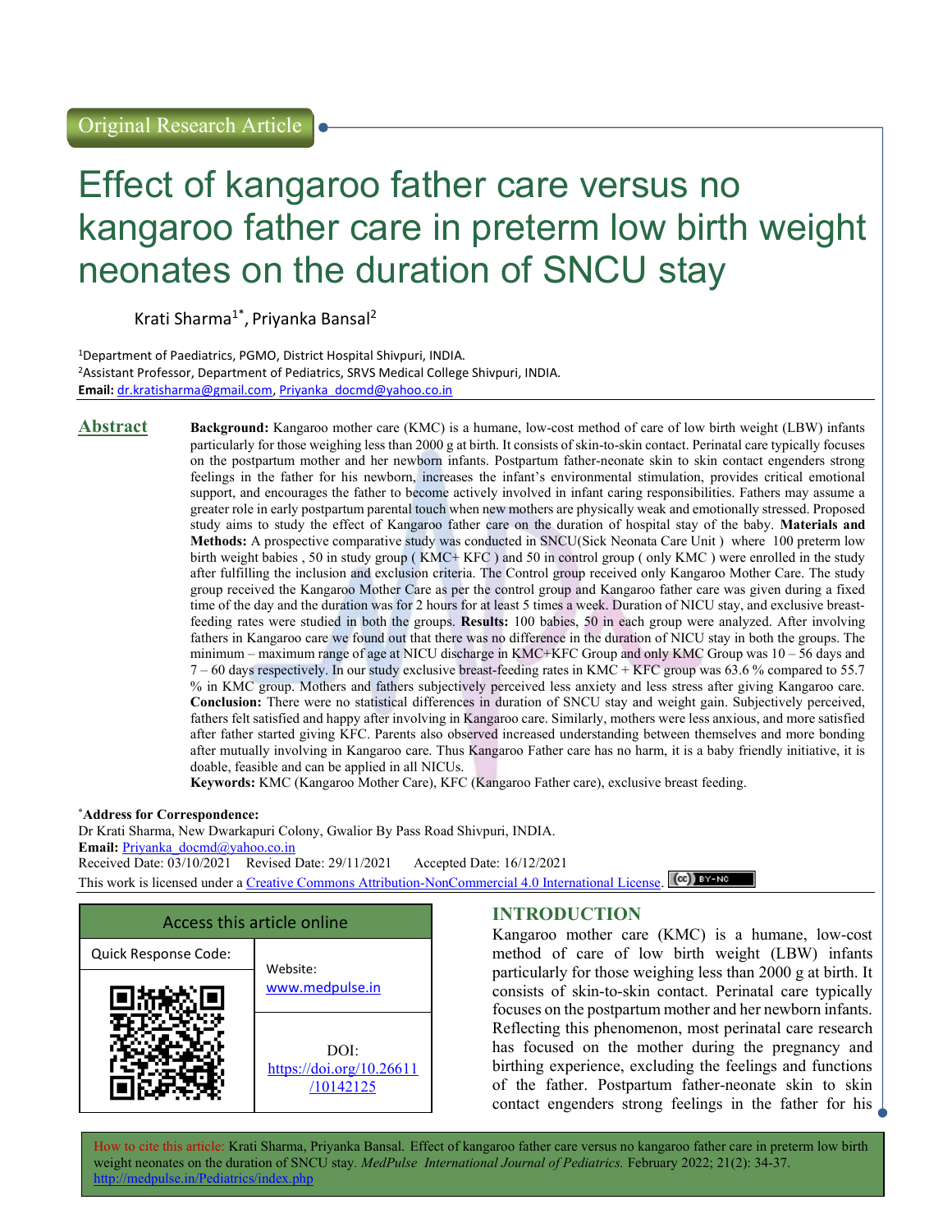Original Research Article

# Effect of kangaroo father care versus no kangaroo father care in preterm low birth weight neonates on the duration of SNCU stay

Krati Sharma[1*], Priyanka Bansal[2]

[1]Department of Paediatrics, PGMO, District Hospital Shivpuri, INDIA.
[2]Assistant Professor, Department of Pediatrics, SRVS Medical College Shivpuri, INDIA.
**Email:** dr.kratisharma@gmail.com, Priyanka_docmd@yahoo.co.in

## Abstract

**Background:** Kangaroo mother care (KMC) is a humane, low-cost method of care of low birth weight (LBW) infants particularly for those weighing less than 2000 g at birth. It consists of skin-to-skin contact. Perinatal care typically focuses on the postpartum mother and her newborn infants. Postpartum father-neonate skin to skin contact engenders strong feelings in the father for his newborn, increases the infant's environmental stimulation, provides critical emotional support, and encourages the father to become actively involved in infant caring responsibilities. Fathers may assume a greater role in early postpartum parental touch when new mothers are physically weak and emotionally stressed. Proposed study aims to study the effect of Kangaroo father care on the duration of hospital stay of the baby. **Materials and Methods:** A prospective comparative study was conducted in SNCU(Sick Neonata Care Unit ) where 100 preterm low birth weight babies , 50 in study group ( KMC+ KFC ) and 50 in control group ( only KMC ) were enrolled in the study after fulfilling the inclusion and exclusion criteria. The Control group received only Kangaroo Mother Care. The study group received the Kangaroo Mother Care as per the control group and Kangaroo father care was given during a fixed time of the day and the duration was for 2 hours for at least 5 times a week. Duration of NICU stay, and exclusive breast-feeding rates were studied in both the groups. **Results:** 100 babies, 50 in each group were analyzed. After involving fathers in Kangaroo care we found out that there was no difference in the duration of NICU stay in both the groups. The minimum – maximum range of age at NICU discharge in KMC+KFC Group and only KMC Group was 10 – 56 days and 7 – 60 days respectively. In our study exclusive breast-feeding rates in KMC + KFC group was 63.6 % compared to 55.7 % in KMC group. Mothers and fathers subjectively perceived less anxiety and less stress after giving Kangaroo care. **Conclusion:** There were no statistical differences in duration of SNCU stay and weight gain. Subjectively perceived, fathers felt satisfied and happy after involving in Kangaroo care. Similarly, mothers were less anxious, and more satisfied after father started giving KFC. Parents also observed increased understanding between themselves and more bonding after mutually involving in Kangaroo care. Thus Kangaroo Father care has no harm, it is a baby friendly initiative, it is doable, feasible and can be applied in all NICUs.

**Keywords:** KMC (Kangaroo Mother Care), KFC (Kangaroo Father care), exclusive breast feeding.

***Address for Correspondence:**
Dr Krati Sharma, New Dwarkapuri Colony, Gwalior By Pass Road Shivpuri, INDIA.
**Email:** Priyanka_docmd@yahoo.co.in
Received Date: 03/10/2021 Revised Date: 29/11/2021 Accepted Date: 16/12/2021
This work is licensed under a Creative Commons Attribution-NonCommercial 4.0 International License.

| Access this article online | |
|---|---|
| Quick Response Code: | Website: www.medpulse.in |
| | DOI: https://doi.org/10.26611/10142125 |

## INTRODUCTION

Kangaroo mother care (KMC) is a humane, low-cost method of care of low birth weight (LBW) infants particularly for those weighing less than 2000 g at birth. It consists of skin-to-skin contact. Perinatal care typically focuses on the postpartum mother and her newborn infants. Reflecting this phenomenon, most perinatal care research has focused on the mother during the pregnancy and birthing experience, excluding the feelings and functions of the father. Postpartum father-neonate skin to skin contact engenders strong feelings in the father for his

How to cite this article: Krati Sharma, Priyanka Bansal. Effect of kangaroo father care versus no kangaroo father care in preterm low birth weight neonates on the duration of SNCU stay. *MedPulse International Journal of Pediatrics.* February 2022; 21(2): 34-37. http://medpulse.in/Pediatrics/index.php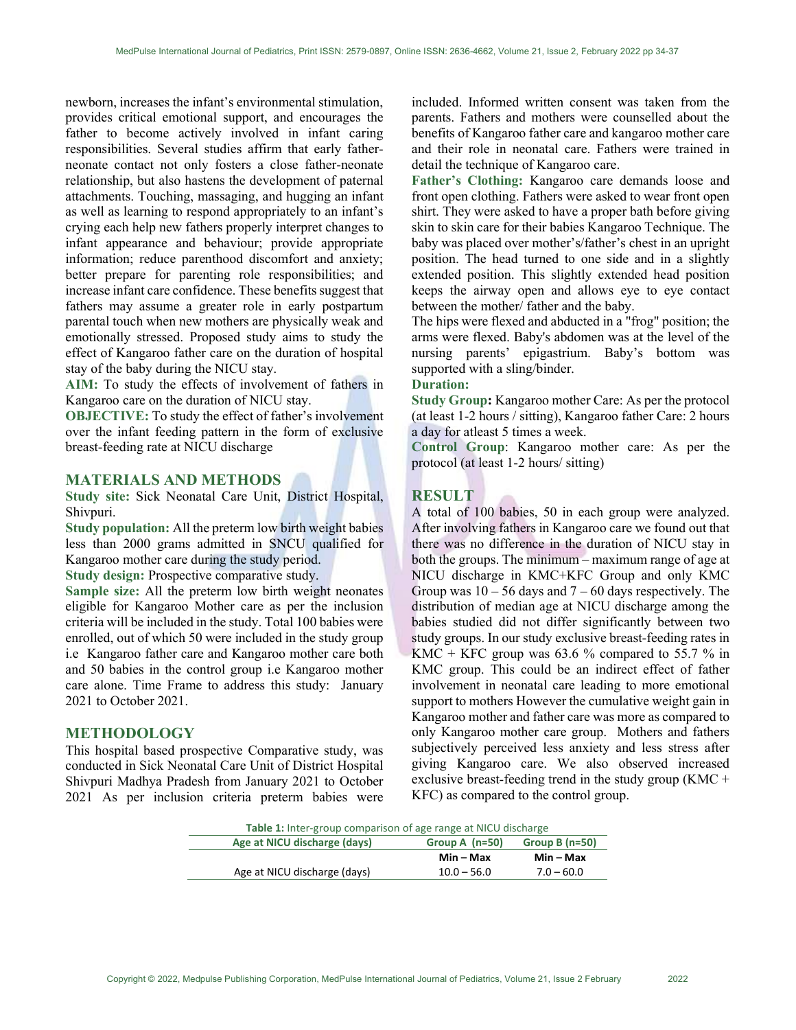newborn, increases the infant's environmental stimulation, provides critical emotional support, and encourages the father to become actively involved in infant caring responsibilities. Several studies affirm that early father-neonate contact not only fosters a close father-neonate relationship, but also hastens the development of paternal attachments. Touching, massaging, and hugging an infant as well as learning to respond appropriately to an infant's crying each help new fathers properly interpret changes to infant appearance and behaviour; provide appropriate information; reduce parenthood discomfort and anxiety; better prepare for parenting role responsibilities; and increase infant care confidence. These benefits suggest that fathers may assume a greater role in early postpartum parental touch when new mothers are physically weak and emotionally stressed. Proposed study aims to study the effect of Kangaroo father care on the duration of hospital stay of the baby during the NICU stay.

**AIM:** To study the effects of involvement of fathers in Kangaroo care on the duration of NICU stay.

**OBJECTIVE:** To study the effect of father's involvement over the infant feeding pattern in the form of exclusive breast-feeding rate at NICU discharge

## MATERIALS AND METHODS

**Study site:** Sick Neonatal Care Unit, District Hospital, Shivpuri.

**Study population:** All the preterm low birth weight babies less than 2000 grams admitted in SNCU qualified for Kangaroo mother care during the study period.

**Study design:** Prospective comparative study.

**Sample size:** All the preterm low birth weight neonates eligible for Kangaroo Mother care as per the inclusion criteria will be included in the study. Total 100 babies were enrolled, out of which 50 were included in the study group i.e Kangaroo father care and Kangaroo mother care both and 50 babies in the control group i.e Kangaroo mother care alone. Time Frame to address this study: January 2021 to October 2021.

## METHODOLOGY

This hospital based prospective Comparative study, was conducted in Sick Neonatal Care Unit of District Hospital Shivpuri Madhya Pradesh from January 2021 to October 2021 As per inclusion criteria preterm babies were included. Informed written consent was taken from the parents. Fathers and mothers were counselled about the benefits of Kangaroo father care and kangaroo mother care and their role in neonatal care. Fathers were trained in detail the technique of Kangaroo care.

**Father's Clothing:** Kangaroo care demands loose and front open clothing. Fathers were asked to wear front open shirt. They were asked to have a proper bath before giving skin to skin care for their babies Kangaroo Technique. The baby was placed over mother's/father's chest in an upright position. The head turned to one side and in a slightly extended position. This slightly extended head position keeps the airway open and allows eye to eye contact between the mother/ father and the baby.

The hips were flexed and abducted in a "frog" position; the arms were flexed. Baby's abdomen was at the level of the nursing parents' epigastrium. Baby's bottom was supported with a sling/binder.

**Duration:**

**Study Group:** Kangaroo mother Care: As per the protocol (at least 1-2 hours / sitting), Kangaroo father Care: 2 hours a day for atleast 5 times a week.

**Control Group**: Kangaroo mother care: As per the protocol (at least 1-2 hours/ sitting)

## RESULT

A total of 100 babies, 50 in each group were analyzed. After involving fathers in Kangaroo care we found out that there was no difference in the duration of NICU stay in both the groups. The minimum – maximum range of age at NICU discharge in KMC+KFC Group and only KMC Group was 10 – 56 days and 7 – 60 days respectively. The distribution of median age at NICU discharge among the babies studied did not differ significantly between two study groups. In our study exclusive breast-feeding rates in KMC + KFC group was 63.6 % compared to 55.7 % in KMC group. This could be an indirect effect of father involvement in neonatal care leading to more emotional support to mothers However the cumulative weight gain in Kangaroo mother and father care was more as compared to only Kangaroo mother care group. Mothers and fathers subjectively perceived less anxiety and less stress after giving Kangaroo care. We also observed increased exclusive breast-feeding trend in the study group (KMC + KFC) as compared to the control group.

**Table 1:** Inter-group comparison of age range at NICU discharge

| Age at NICU discharge (days) | Group A (n=50) | Group B (n=50) |
|---|---|---|
| | Min – Max | Min – Max |
| Age at NICU discharge (days) | 10.0 – 56.0 | 7.0 – 60.0 |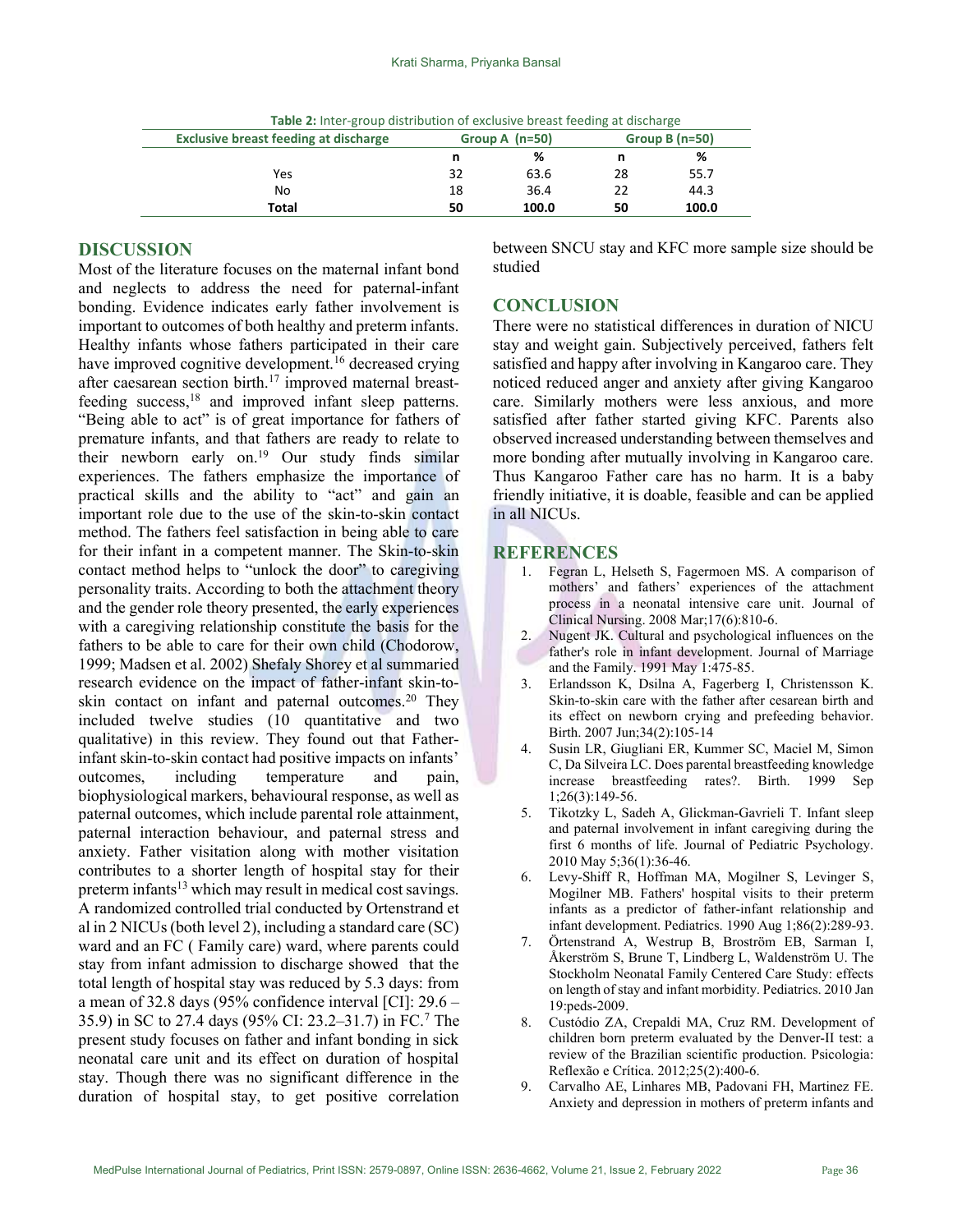**Table 2:** Inter-group distribution of exclusive breast feeding at discharge

| Exclusive breast feeding at discharge | Group A (n=50) | | Group B (n=50) | |
|---|---|---|---|---|
| | n | % | n | % |
| Yes | 32 | 63.6 | 28 | 55.7 |
| No | 18 | 36.4 | 22 | 44.3 |
| **Total** | **50** | **100.0** | **50** | **100.0** |

## DISCUSSION

Most of the literature focuses on the maternal infant bond and neglects to address the need for paternal-infant bonding. Evidence indicates early father involvement is important to outcomes of both healthy and preterm infants. Healthy infants whose fathers participated in their care have improved cognitive development.[16] decreased crying after caesarean section birth.[17] improved maternal breast-feeding success,[18] and improved infant sleep patterns. "Being able to act" is of great importance for fathers of premature infants, and that fathers are ready to relate to their newborn early on.[19] Our study finds similar experiences. The fathers emphasize the importance of practical skills and the ability to "act" and gain an important role due to the use of the skin-to-skin contact method. The fathers feel satisfaction in being able to care for their infant in a competent manner. The Skin-to-skin contact method helps to "unlock the door" to caregiving personality traits. According to both the attachment theory and the gender role theory presented, the early experiences with a caregiving relationship constitute the basis for the fathers to be able to care for their own child (Chodorow, 1999; Madsen et al. 2002) Shefaly Shorey et al summaried research evidence on the impact of father-infant skin-to-skin contact on infant and paternal outcomes.[20] They included twelve studies (10 quantitative and two qualitative) in this review. They found out that Father-infant skin-to-skin contact had positive impacts on infants' outcomes, including temperature and pain, biophysiological markers, behavioural response, as well as paternal outcomes, which include parental role attainment, paternal interaction behaviour, and paternal stress and anxiety. Father visitation along with mother visitation contributes to a shorter length of hospital stay for their preterm infants[13] which may result in medical cost savings. A randomized controlled trial conducted by Ortenstrand et al in 2 NICUs (both level 2), including a standard care (SC) ward and an FC ( Family care) ward, where parents could stay from infant admission to discharge showed that the total length of hospital stay was reduced by 5.3 days: from a mean of 32.8 days (95% confidence interval [CI]: 29.6 – 35.9) in SC to 27.4 days (95% CI: 23.2–31.7) in FC.[7] The present study focuses on father and infant bonding in sick neonatal care unit and its effect on duration of hospital stay. Though there was no significant difference in the duration of hospital stay, to get positive correlation between SNCU stay and KFC more sample size should be studied

## CONCLUSION

There were no statistical differences in duration of NICU stay and weight gain. Subjectively perceived, fathers felt satisfied and happy after involving in Kangaroo care. They noticed reduced anger and anxiety after giving Kangaroo care. Similarly mothers were less anxious, and more satisfied after father started giving KFC. Parents also observed increased understanding between themselves and more bonding after mutually involving in Kangaroo care. Thus Kangaroo Father care has no harm. It is a baby friendly initiative, it is doable, feasible and can be applied in all NICUs.

## REFERENCES

1. Fegran L, Helseth S, Fagermoen MS. A comparison of mothers' and fathers' experiences of the attachment process in a neonatal intensive care unit. Journal of Clinical Nursing. 2008 Mar;17(6):810-6.
2. Nugent JK. Cultural and psychological influences on the father's role in infant development. Journal of Marriage and the Family. 1991 May 1:475-85.
3. Erlandsson K, Dsilna A, Fagerberg I, Christensson K. Skin-to-skin care with the father after cesarean birth and its effect on newborn crying and prefeeding behavior. Birth. 2007 Jun;34(2):105-14
4. Susin LR, Giugliani ER, Kummer SC, Maciel M, Simon C, Da Silveira LC. Does parental breastfeeding knowledge increase breastfeeding rates?. Birth. 1999 Sep 1;26(3):149-56.
5. Tikotzky L, Sadeh A, Glickman-Gavrieli T. Infant sleep and paternal involvement in infant caregiving during the first 6 months of life. Journal of Pediatric Psychology. 2010 May 5;36(1):36-46.
6. Levy-Shiff R, Hoffman MA, Mogilner S, Levinger S, Mogilner MB. Fathers' hospital visits to their preterm infants as a predictor of father-infant relationship and infant development. Pediatrics. 1990 Aug 1;86(2):289-93.
7. Örtenstrand A, Westrup B, Broström EB, Sarman I, Åkerström S, Brune T, Lindberg L, Waldenström U. The Stockholm Neonatal Family Centered Care Study: effects on length of stay and infant morbidity. Pediatrics. 2010 Jan 19:peds-2009.
8. Custódio ZA, Crepaldi MA, Cruz RM. Development of children born preterm evaluated by the Denver-II test: a review of the Brazilian scientific production. Psicologia: Reflexão e Crítica. 2012;25(2):400-6.
9. Carvalho AE, Linhares MB, Padovani FH, Martinez FE. Anxiety and depression in mothers of preterm infants and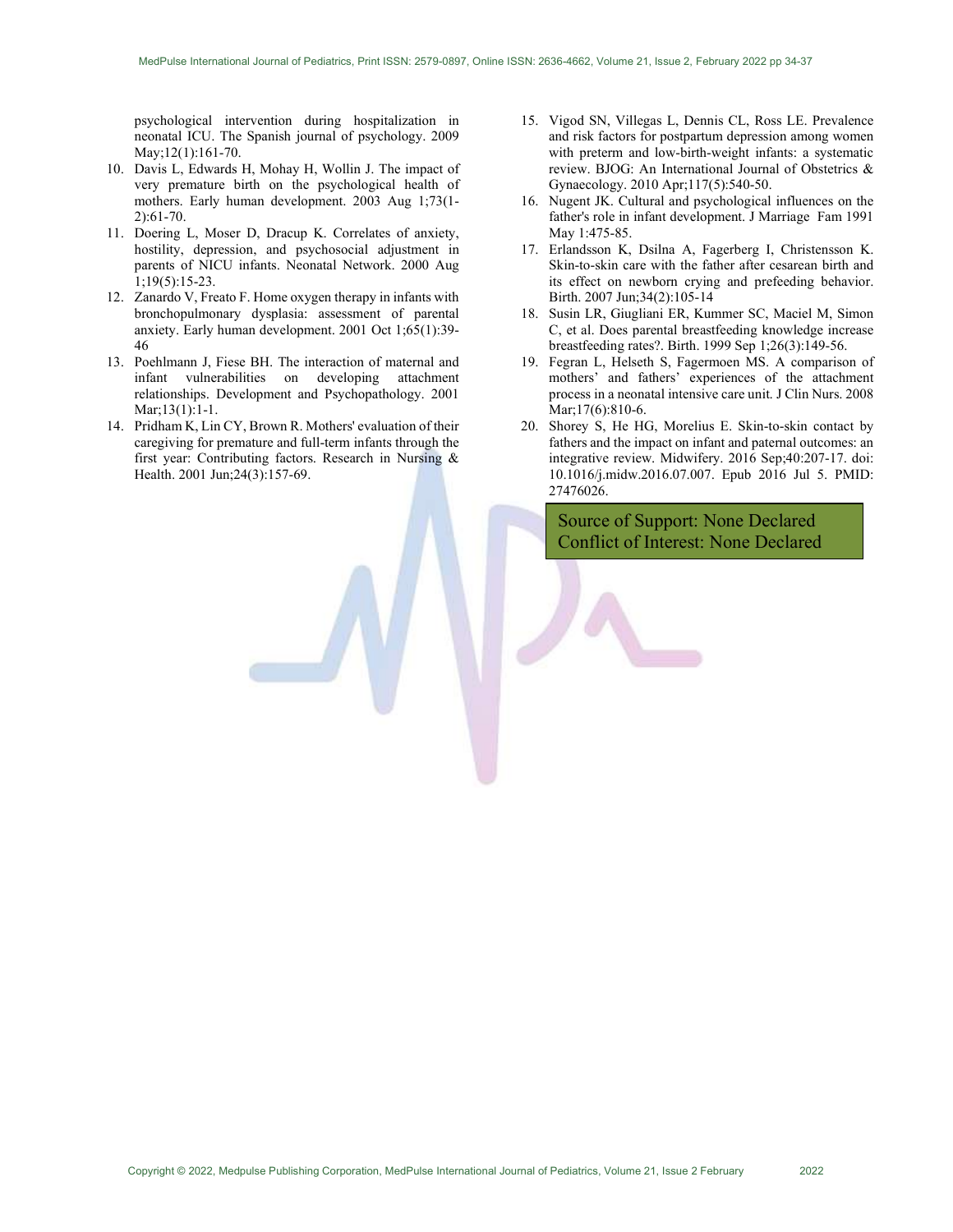psychological intervention during hospitalization in neonatal ICU. The Spanish journal of psychology. 2009 May;12(1):161-70.

10. Davis L, Edwards H, Mohay H, Wollin J. The impact of very premature birth on the psychological health of mothers. Early human development. 2003 Aug 1;73(1-2):61-70.
11. Doering L, Moser D, Dracup K. Correlates of anxiety, hostility, depression, and psychosocial adjustment in parents of NICU infants. Neonatal Network. 2000 Aug 1;19(5):15-23.
12. Zanardo V, Freato F. Home oxygen therapy in infants with bronchopulmonary dysplasia: assessment of parental anxiety. Early human development. 2001 Oct 1;65(1):39-46
13. Poehlmann J, Fiese BH. The interaction of maternal and infant vulnerabilities on developing attachment relationships. Development and Psychopathology. 2001 Mar;13(1):1-1.
14. Pridham K, Lin CY, Brown R. Mothers' evaluation of their caregiving for premature and full-term infants through the first year: Contributing factors. Research in Nursing & Health. 2001 Jun;24(3):157-69.
15. Vigod SN, Villegas L, Dennis CL, Ross LE. Prevalence and risk factors for postpartum depression among women with preterm and low-birth-weight infants: a systematic review. BJOG: An International Journal of Obstetrics & Gynaecology. 2010 Apr;117(5):540-50.
16. Nugent JK. Cultural and psychological influences on the father's role in infant development. J Marriage Fam 1991 May 1:475-85.
17. Erlandsson K, Dsilna A, Fagerberg I, Christensson K. Skin-to-skin care with the father after cesarean birth and its effect on newborn crying and prefeeding behavior. Birth. 2007 Jun;34(2):105-14
18. Susin LR, Giugliani ER, Kummer SC, Maciel M, Simon C, et al. Does parental breastfeeding knowledge increase breastfeeding rates?. Birth. 1999 Sep 1;26(3):149-56.
19. Fegran L, Helseth S, Fagermoen MS. A comparison of mothers' and fathers' experiences of the attachment process in a neonatal intensive care unit. J Clin Nurs. 2008 Mar;17(6):810-6.
20. Shorey S, He HG, Morelius E. Skin-to-skin contact by fathers and the impact on infant and paternal outcomes: an integrative review. Midwifery. 2016 Sep;40:207-17. doi: 10.1016/j.midw.2016.07.007. Epub 2016 Jul 5. PMID: 27476026.

Source of Support: None Declared
Conflict of Interest: None Declared